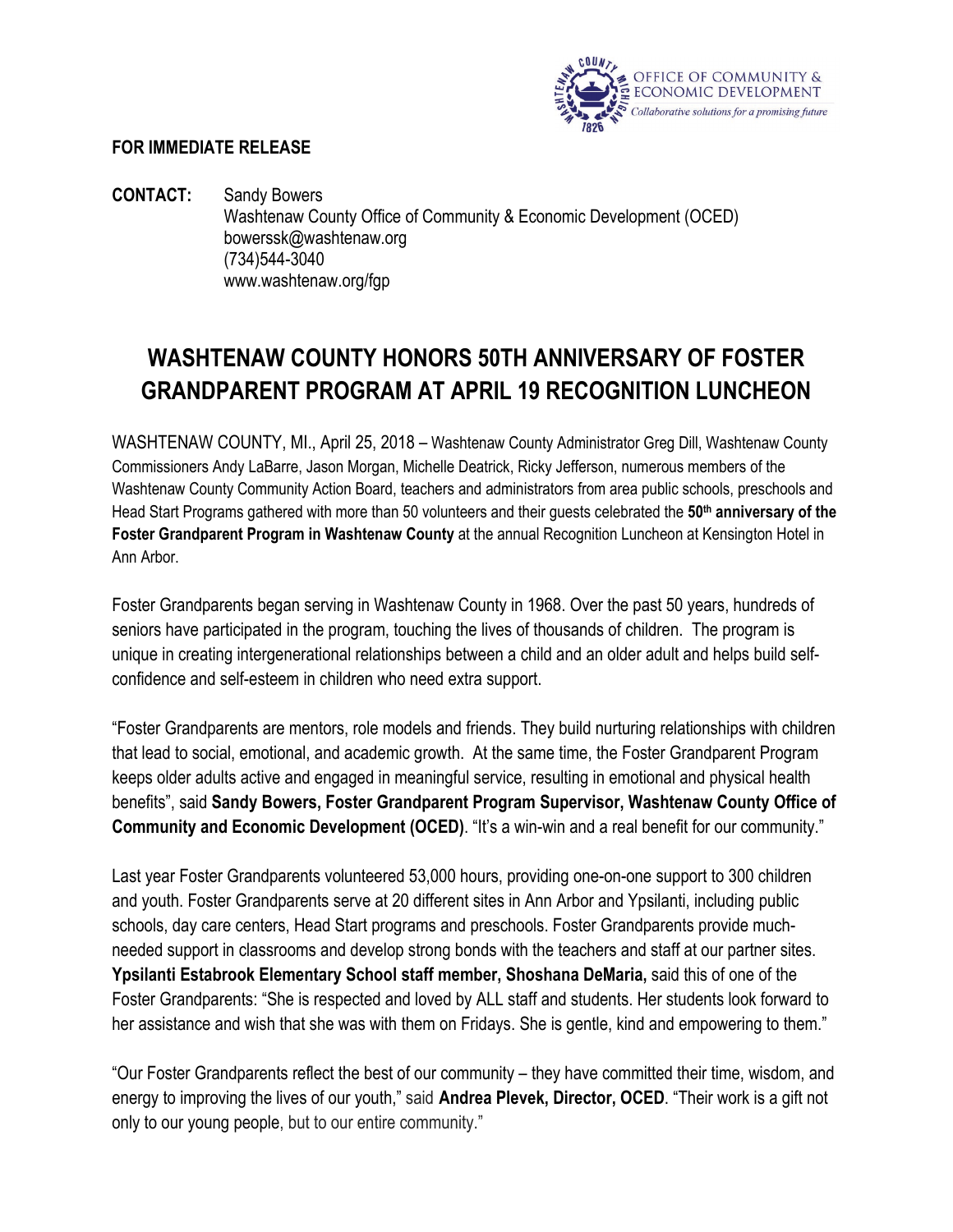OFFICE OF COMMUNITY & ECONOMIC DEVELOPMENT

*Collaborative solutions for a promising future*

**FOR IMMEDIATE RELEASE**

**CONTACT:** Sandy Bowers
Washtenaw County Office of Community & Economic Development (OCED)
bowerssk@washtenaw.org
(734)544-3040
www.washtenaw.org/fgp

# WASHTENAW COUNTY HONORS 50TH ANNIVERSARY OF FOSTER GRANDPARENT PROGRAM AT APRIL 19 RECOGNITION LUNCHEON

WASHTENAW COUNTY, MI., April 25, 2018 – Washtenaw County Administrator Greg Dill, Washtenaw County Commissioners Andy LaBarre, Jason Morgan, Michelle Deatrick, Ricky Jefferson, numerous members of the Washtenaw County Community Action Board, teachers and administrators from area public schools, preschools and Head Start Programs gathered with more than 50 volunteers and their guests celebrated the **50th anniversary of the Foster Grandparent Program in Washtenaw County** at the annual Recognition Luncheon at Kensington Hotel in Ann Arbor.

Foster Grandparents began serving in Washtenaw County in 1968. Over the past 50 years, hundreds of seniors have participated in the program, touching the lives of thousands of children. The program is unique in creating intergenerational relationships between a child and an older adult and helps build self-confidence and self-esteem in children who need extra support.

"Foster Grandparents are mentors, role models and friends. They build nurturing relationships with children that lead to social, emotional, and academic growth. At the same time, the Foster Grandparent Program keeps older adults active and engaged in meaningful service, resulting in emotional and physical health benefits", said **Sandy Bowers, Foster Grandparent Program Supervisor, Washtenaw County Office of Community and Economic Development (OCED)**. "It's a win-win and a real benefit for our community."

Last year Foster Grandparents volunteered 53,000 hours, providing one-on-one support to 300 children and youth. Foster Grandparents serve at 20 different sites in Ann Arbor and Ypsilanti, including public schools, day care centers, Head Start programs and preschools. Foster Grandparents provide much-needed support in classrooms and develop strong bonds with the teachers and staff at our partner sites. **Ypsilanti Estabrook Elementary School staff member, Shoshana DeMaria,** said this of one of the Foster Grandparents: "She is respected and loved by ALL staff and students. Her students look forward to her assistance and wish that she was with them on Fridays. She is gentle, kind and empowering to them."

"Our Foster Grandparents reflect the best of our community – they have committed their time, wisdom, and energy to improving the lives of our youth," said **Andrea Plevek, Director, OCED**. "Their work is a gift not only to our young people, but to our entire community."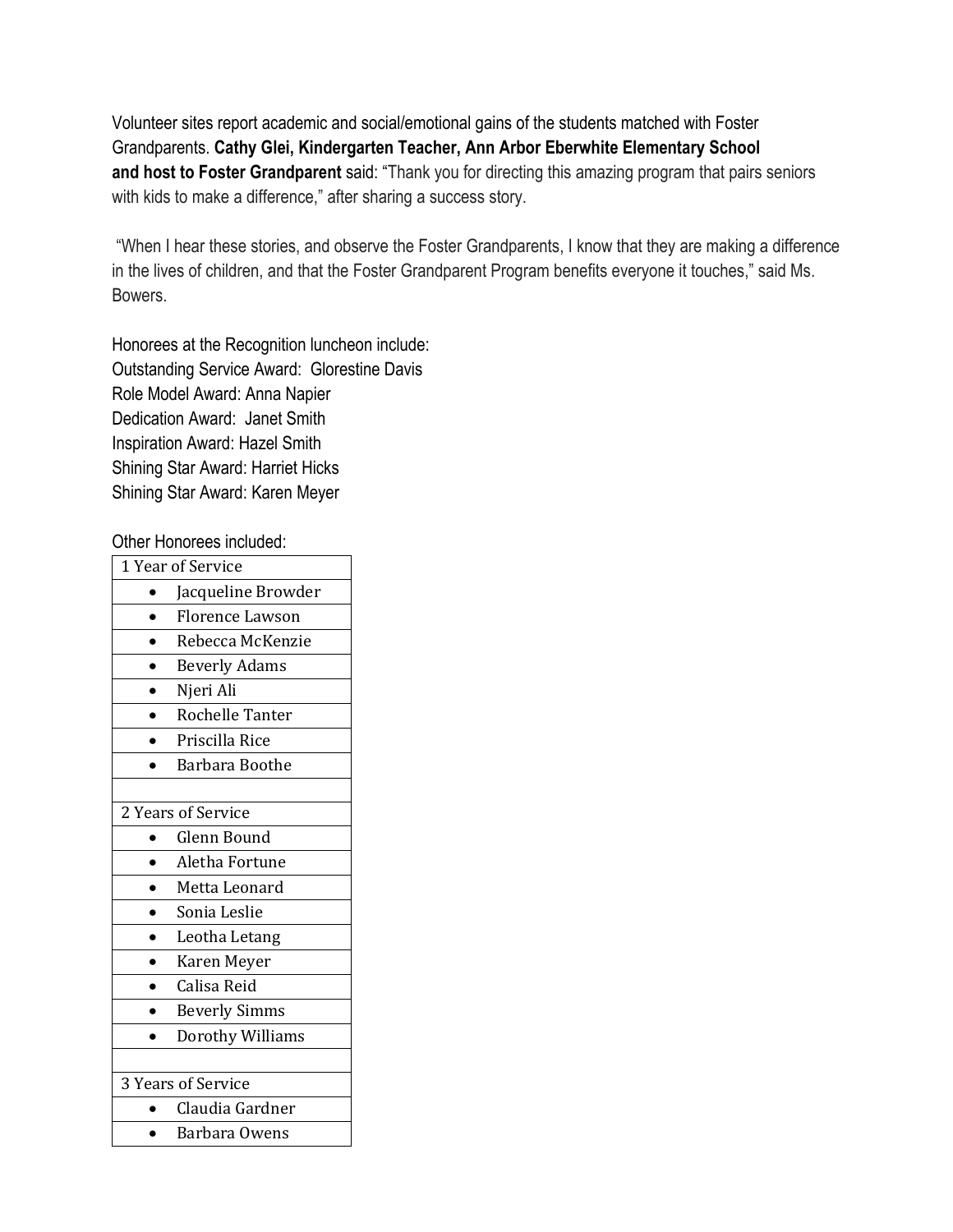Volunteer sites report academic and social/emotional gains of the students matched with Foster Grandparents. **Cathy Glei, Kindergarten Teacher, Ann Arbor Eberwhite Elementary School and host to Foster Grandparent** said: "Thank you for directing this amazing program that pairs seniors with kids to make a difference," after sharing a success story.

"When I hear these stories, and observe the Foster Grandparents, I know that they are making a difference in the lives of children, and that the Foster Grandparent Program benefits everyone it touches," said Ms. Bowers.

Honorees at the Recognition luncheon include:
Outstanding Service Award: Glorestine Davis
Role Model Award: Anna Napier
Dedication Award: Janet Smith
Inspiration Award: Hazel Smith
Shining Star Award: Harriet Hicks
Shining Star Award: Karen Meyer

Other Honorees included:

| 1 Year of Service |
| --- |
| • Jacqueline Browder |
| • Florence Lawson |
| • Rebecca McKenzie |
| • Beverly Adams |
| • Njeri Ali |
| • Rochelle Tanter |
| • Priscilla Rice |
| • Barbara Boothe |
| |
| 2 Years of Service |
| • Glenn Bound |
| • Aletha Fortune |
| • Metta Leonard |
| • Sonia Leslie |
| • Leotha Letang |
| • Karen Meyer |
| • Calisa Reid |
| • Beverly Simms |
| • Dorothy Williams |
| |
| 3 Years of Service |
| • Claudia Gardner |
| • Barbara Owens |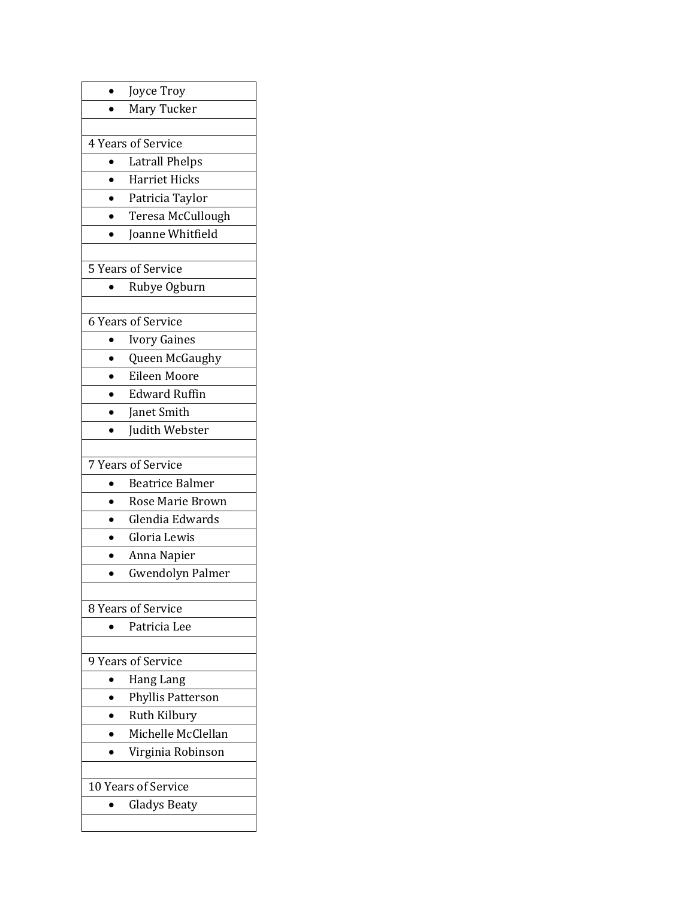- Joyce Troy
- Mary Tucker

4 Years of Service

- Latrall Phelps
- Harriet Hicks
- Patricia Taylor
- Teresa McCullough
- Joanne Whitfield

5 Years of Service

- Rubye Ogburn

6 Years of Service

- Ivory Gaines
- Queen McGaughy
- Eileen Moore
- Edward Ruffin
- Janet Smith
- Judith Webster

7 Years of Service

- Beatrice Balmer
- Rose Marie Brown
- Glendia Edwards
- Gloria Lewis
- Anna Napier
- Gwendolyn Palmer

8 Years of Service

- Patricia Lee

9 Years of Service

- Hang Lang
- Phyllis Patterson
- Ruth Kilbury
- Michelle McClellan
- Virginia Robinson

10 Years of Service

- Gladys Beaty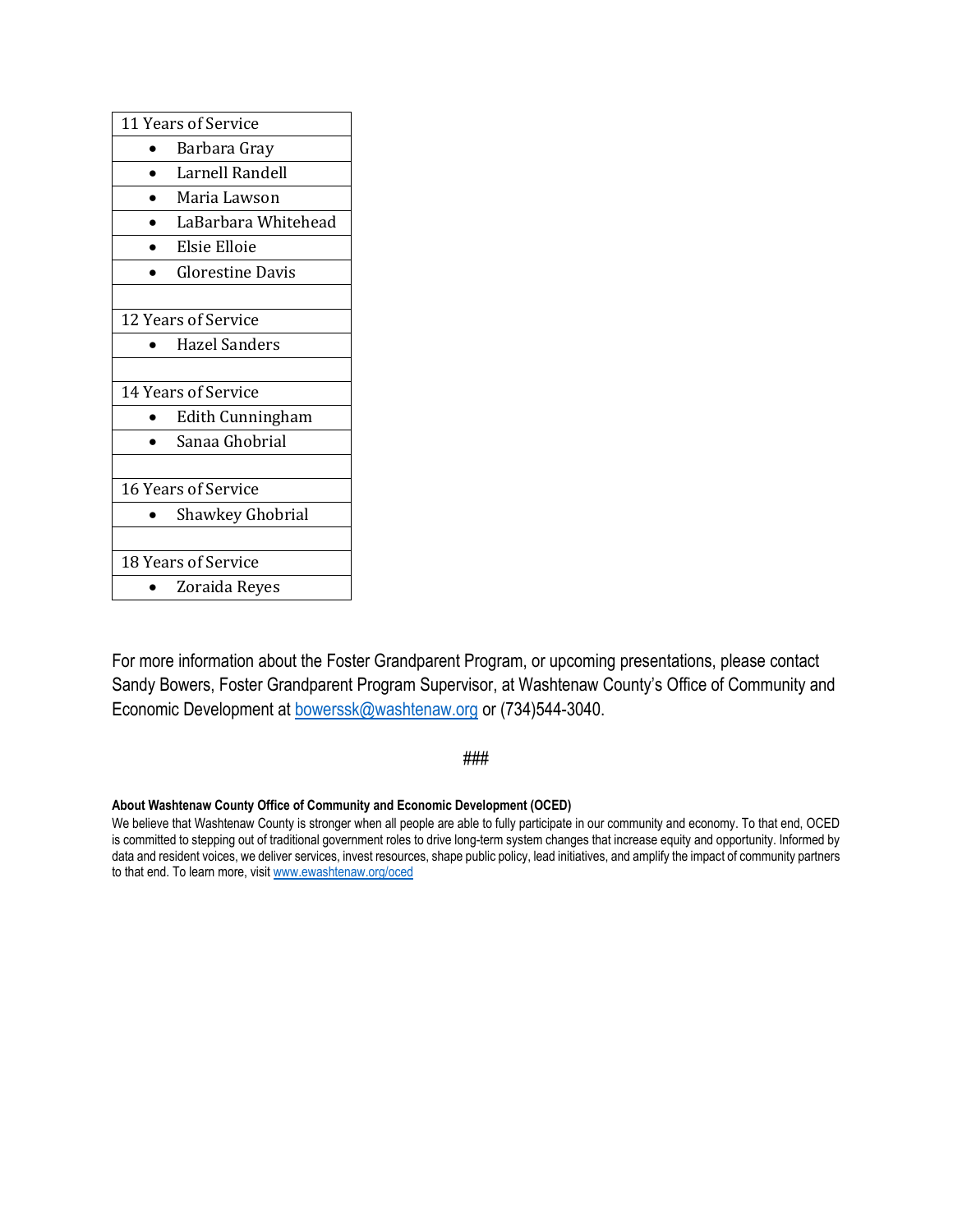| |
|---|
| 11 Years of Service |
| • Barbara Gray |
| • Larnell Randell |
| • Maria Lawson |
| • LaBarbara Whitehead |
| • Elsie Elloie |
| • Glorestine Davis |
| |
| 12 Years of Service |
| • Hazel Sanders |
| |
| 14 Years of Service |
| • Edith Cunningham |
| • Sanaa Ghobrial |
| |
| 16 Years of Service |
| • Shawkey Ghobrial |
| |
| 18 Years of Service |
| • Zoraida Reyes |

For more information about the Foster Grandparent Program, or upcoming presentations, please contact Sandy Bowers, Foster Grandparent Program Supervisor, at Washtenaw County's Office of Community and Economic Development at bowerssk@washtenaw.org or (734)544-3040.

###

**About Washtenaw County Office of Community and Economic Development (OCED)**

We believe that Washtenaw County is stronger when all people are able to fully participate in our community and economy. To that end, OCED is committed to stepping out of traditional government roles to drive long-term system changes that increase equity and opportunity. Informed by data and resident voices, we deliver services, invest resources, shape public policy, lead initiatives, and amplify the impact of community partners to that end. To learn more, visit www.ewashtenaw.org/oced